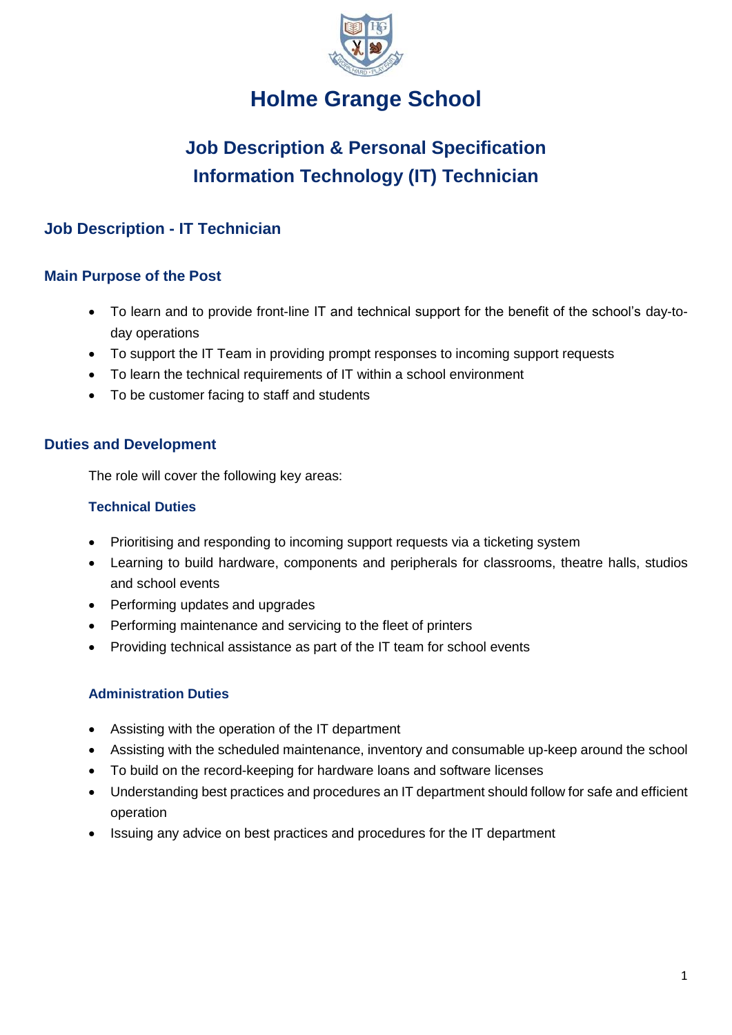# Holme Grange School

## Job Description & Personal Specification
## Information Technology (IT) Technician

## Job Description - IT Technician

### Main Purpose of the Post

- To learn and to provide front-line IT and technical support for the benefit of the school's day-to-day operations
- To support the IT Team in providing prompt responses to incoming support requests
- To learn the technical requirements of IT within a school environment
- To be customer facing to staff and students

### Duties and Development

The role will cover the following key areas:

#### Technical Duties

- Prioritising and responding to incoming support requests via a ticketing system
- Learning to build hardware, components and peripherals for classrooms, theatre halls, studios and school events
- Performing updates and upgrades
- Performing maintenance and servicing to the fleet of printers
- Providing technical assistance as part of the IT team for school events

#### Administration Duties

- Assisting with the operation of the IT department
- Assisting with the scheduled maintenance, inventory and consumable up-keep around the school
- To build on the record-keeping for hardware loans and software licenses
- Understanding best practices and procedures an IT department should follow for safe and efficient operation
- Issuing any advice on best practices and procedures for the IT department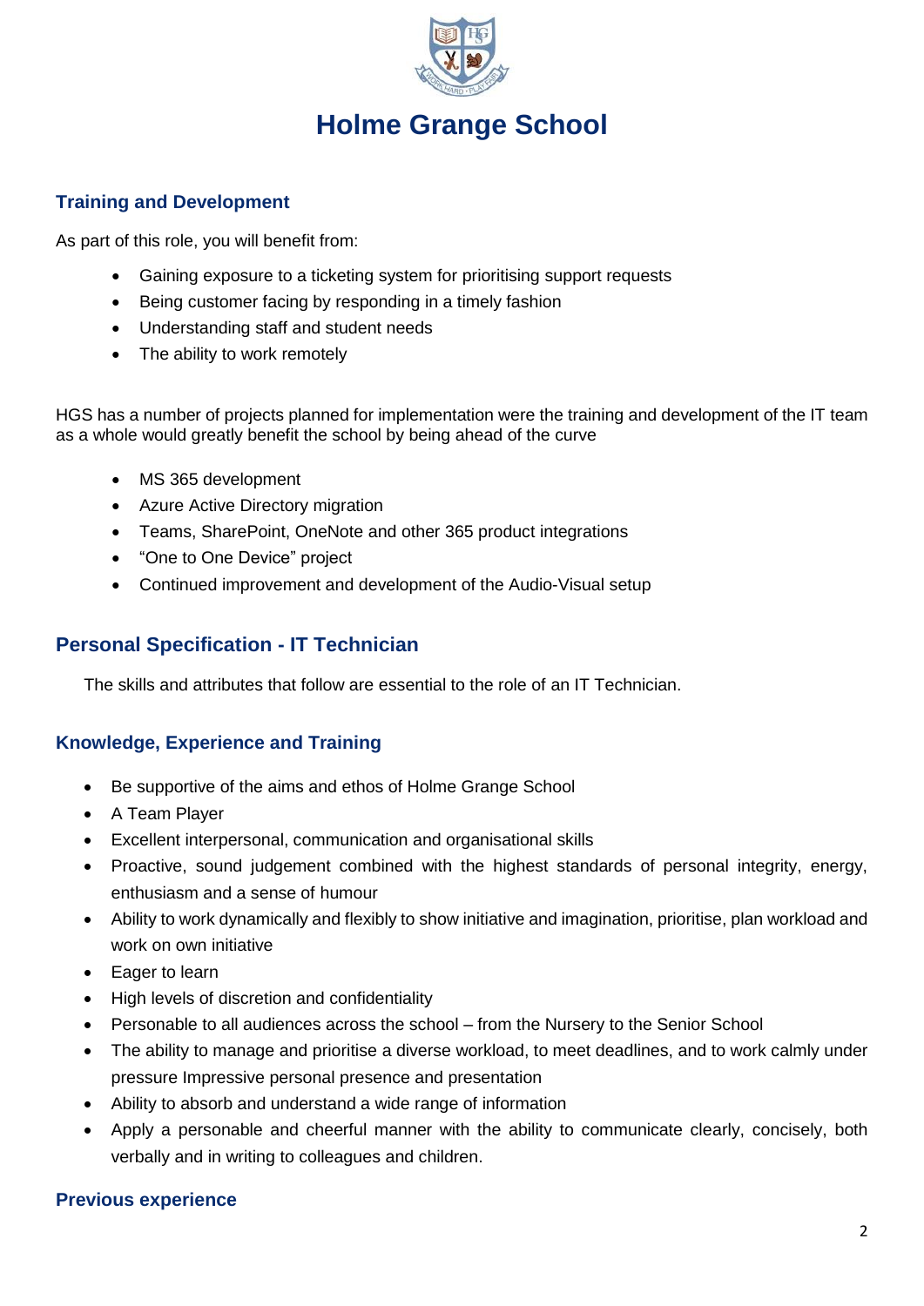# Holme Grange School

## Training and Development

As part of this role, you will benefit from:

- Gaining exposure to a ticketing system for prioritising support requests
- Being customer facing by responding in a timely fashion
- Understanding staff and student needs
- The ability to work remotely

HGS has a number of projects planned for implementation were the training and development of the IT team as a whole would greatly benefit the school by being ahead of the curve

- MS 365 development
- Azure Active Directory migration
- Teams, SharePoint, OneNote and other 365 product integrations
- "One to One Device" project
- Continued improvement and development of the Audio-Visual setup

## Personal Specification - IT Technician

The skills and attributes that follow are essential to the role of an IT Technician.

### Knowledge, Experience and Training

- Be supportive of the aims and ethos of Holme Grange School
- A Team Player
- Excellent interpersonal, communication and organisational skills
- Proactive, sound judgement combined with the highest standards of personal integrity, energy, enthusiasm and a sense of humour
- Ability to work dynamically and flexibly to show initiative and imagination, prioritise, plan workload and work on own initiative
- Eager to learn
- High levels of discretion and confidentiality
- Personable to all audiences across the school – from the Nursery to the Senior School
- The ability to manage and prioritise a diverse workload, to meet deadlines, and to work calmly under pressure Impressive personal presence and presentation
- Ability to absorb and understand a wide range of information
- Apply a personable and cheerful manner with the ability to communicate clearly, concisely, both verbally and in writing to colleagues and children.

### Previous experience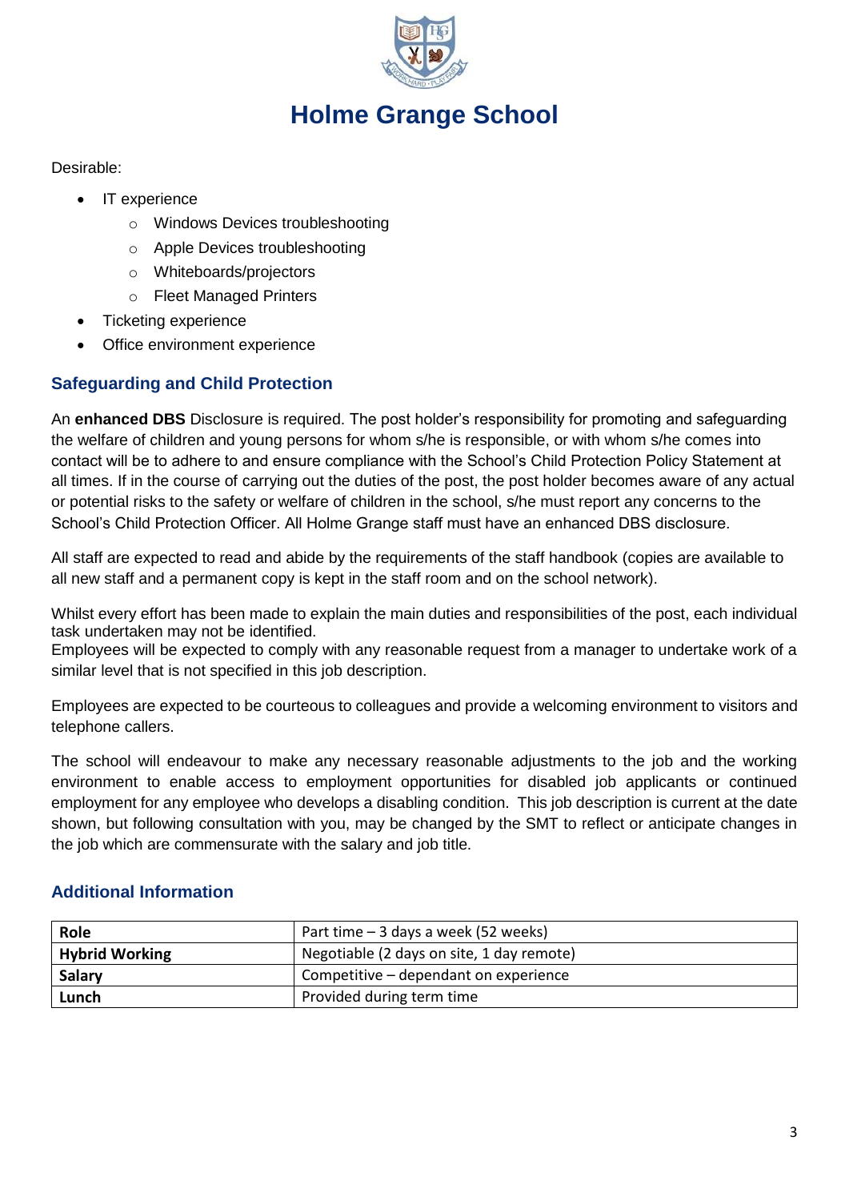# Holme Grange School

Desirable:

- IT experience
  - Windows Devices troubleshooting
  - Apple Devices troubleshooting
  - Whiteboards/projectors
  - Fleet Managed Printers
- Ticketing experience
- Office environment experience

## Safeguarding and Child Protection

An **enhanced DBS** Disclosure is required. The post holder's responsibility for promoting and safeguarding the welfare of children and young persons for whom s/he is responsible, or with whom s/he comes into contact will be to adhere to and ensure compliance with the School's Child Protection Policy Statement at all times. If in the course of carrying out the duties of the post, the post holder becomes aware of any actual or potential risks to the safety or welfare of children in the school, s/he must report any concerns to the School's Child Protection Officer. All Holme Grange staff must have an enhanced DBS disclosure.

All staff are expected to read and abide by the requirements of the staff handbook (copies are available to all new staff and a permanent copy is kept in the staff room and on the school network).

Whilst every effort has been made to explain the main duties and responsibilities of the post, each individual task undertaken may not be identified.
Employees will be expected to comply with any reasonable request from a manager to undertake work of a similar level that is not specified in this job description.

Employees are expected to be courteous to colleagues and provide a welcoming environment to visitors and telephone callers.

The school will endeavour to make any necessary reasonable adjustments to the job and the working environment to enable access to employment opportunities for disabled job applicants or continued employment for any employee who develops a disabling condition. This job description is current at the date shown, but following consultation with you, may be changed by the SMT to reflect or anticipate changes in the job which are commensurate with the salary and job title.

## Additional Information

| | |
|---|---|
| **Role** | Part time – 3 days a week (52 weeks) |
| **Hybrid Working** | Negotiable (2 days on site, 1 day remote) |
| **Salary** | Competitive – dependant on experience |
| **Lunch** | Provided during term time |